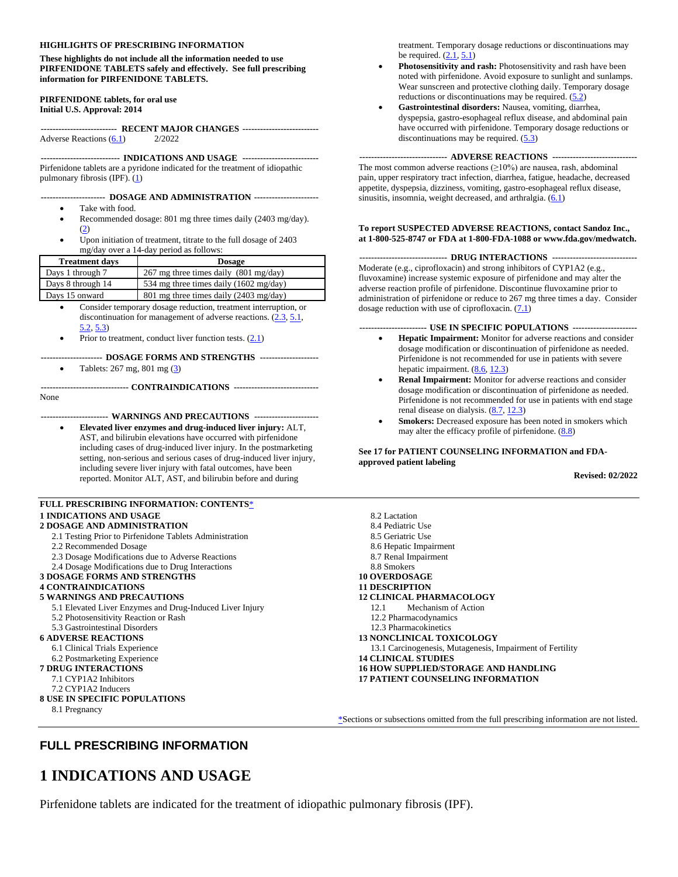**HIGHLIGHTS OF PRESCRIBING INFORMATION**

**These highlights do not include all the information needed to use PIRFENIDONE TABLETS safely and effectively. See full prescribing information for PIRFENIDONE TABLETS.**

**PIRFENIDONE tablets, for oral use**
**Initial U.S. Approval: 2014**

**RECENT MAJOR CHANGES**

Adverse Reactions (6.1) 2/2022

**INDICATIONS AND USAGE**

Pirfenidone tablets are a pyridone indicated for the treatment of idiopathic pulmonary fibrosis (IPF). (1)

**DOSAGE AND ADMINISTRATION**

- Take with food.
- Recommended dosage: 801 mg three times daily (2403 mg/day). (2)
- Upon initiation of treatment, titrate to the full dosage of 2403 mg/day over a 14-day period as follows:

| Treatment days | Dosage |
|---|---|
| Days 1 through 7 | 267 mg three times daily (801 mg/day) |
| Days 8 through 14 | 534 mg three times daily (1602 mg/day) |
| Days 15 onward | 801 mg three times daily (2403 mg/day) |

- Consider temporary dosage reduction, treatment interruption, or discontinuation for management of adverse reactions. (2.3, 5.1, 5.2, 5.3)
- Prior to treatment, conduct liver function tests. (2.1)

**DOSAGE FORMS AND STRENGTHS**

- Tablets: 267 mg, 801 mg (3)

**CONTRAINDICATIONS**

None

**WARNINGS AND PRECAUTIONS**

- **Elevated liver enzymes and drug-induced liver injury:** ALT, AST, and bilirubin elevations have occurred with pirfenidone including cases of drug-induced liver injury. In the postmarketing setting, non-serious and serious cases of drug-induced liver injury, including severe liver injury with fatal outcomes, have been reported. Monitor ALT, AST, and bilirubin before and during treatment. Temporary dosage reductions or discontinuations may be required. (2.1, 5.1)
- **Photosensitivity and rash:** Photosensitivity and rash have been noted with pirfenidone. Avoid exposure to sunlight and sunlamps. Wear sunscreen and protective clothing daily. Temporary dosage reductions or discontinuations may be required. (5.2)
- **Gastrointestinal disorders:** Nausea, vomiting, diarrhea, dyspepsia, gastro-esophageal reflux disease, and abdominal pain have occurred with pirfenidone. Temporary dosage reductions or discontinuations may be required. (5.3)

**ADVERSE REACTIONS**

The most common adverse reactions (≥10%) are nausea, rash, abdominal pain, upper respiratory tract infection, diarrhea, fatigue, headache, decreased appetite, dyspepsia, dizziness, vomiting, gastro-esophageal reflux disease, sinusitis, insomnia, weight decreased, and arthralgia. (6.1)

**To report SUSPECTED ADVERSE REACTIONS, contact Sandoz Inc., at 1-800-525-8747 or FDA at 1-800-FDA-1088 or www.fda.gov/medwatch.**

**DRUG INTERACTIONS**

Moderate (e.g., ciprofloxacin) and strong inhibitors of CYP1A2 (e.g., fluvoxamine) increase systemic exposure of pirfenidone and may alter the adverse reaction profile of pirfenidone. Discontinue fluvoxamine prior to administration of pirfenidone or reduce to 267 mg three times a day. Consider dosage reduction with use of ciprofloxacin. (7.1)

**USE IN SPECIFIC POPULATIONS**

- **Hepatic Impairment:** Monitor for adverse reactions and consider dosage modification or discontinuation of pirfenidone as needed. Pirfenidone is not recommended for use in patients with severe hepatic impairment. (8.6, 12.3)
- **Renal Impairment:** Monitor for adverse reactions and consider dosage modification or discontinuation of pirfenidone as needed. Pirfenidone is not recommended for use in patients with end stage renal disease on dialysis. (8.7, 12.3)
- **Smokers:** Decreased exposure has been noted in smokers which may alter the efficacy profile of pirfenidone. (8.8)

**See 17 for PATIENT COUNSELING INFORMATION and FDA-approved patient labeling**

**Revised: 02/2022**

**FULL PRESCRIBING INFORMATION: CONTENTS***

**1 INDICATIONS AND USAGE**
**2 DOSAGE AND ADMINISTRATION**
- 2.1 Testing Prior to Pirfenidone Tablets Administration
- 2.2 Recommended Dosage
- 2.3 Dosage Modifications due to Adverse Reactions
- 2.4 Dosage Modifications due to Drug Interactions

**3 DOSAGE FORMS AND STRENGTHS**
**4 CONTRAINDICATIONS**
**5 WARNINGS AND PRECAUTIONS**
- 5.1 Elevated Liver Enzymes and Drug-Induced Liver Injury
- 5.2 Photosensitivity Reaction or Rash
- 5.3 Gastrointestinal Disorders

**6 ADVERSE REACTIONS**
- 6.1 Clinical Trials Experience
- 6.2 Postmarketing Experience

**7 DRUG INTERACTIONS**
- 7.1 CYP1A2 Inhibitors
- 7.2 CYP1A2 Inducers

**8 USE IN SPECIFIC POPULATIONS**
- 8.1 Pregnancy
- 8.2 Lactation
- 8.4 Pediatric Use
- 8.5 Geriatric Use
- 8.6 Hepatic Impairment
- 8.7 Renal Impairment
- 8.8 Smokers

**10 OVERDOSAGE**
**11 DESCRIPTION**
**12 CLINICAL PHARMACOLOGY**
- 12.1 Mechanism of Action
- 12.2 Pharmacodynamics
- 12.3 Pharmacokinetics

**13 NONCLINICAL TOXICOLOGY**
- 13.1 Carcinogenesis, Mutagenesis, Impairment of Fertility

**14 CLINICAL STUDIES**
**16 HOW SUPPLIED/STORAGE AND HANDLING**
**17 PATIENT COUNSELING INFORMATION**

*Sections or subsections omitted from the full prescribing information are not listed.

## FULL PRESCRIBING INFORMATION

# 1 INDICATIONS AND USAGE

Pirfenidone tablets are indicated for the treatment of idiopathic pulmonary fibrosis (IPF).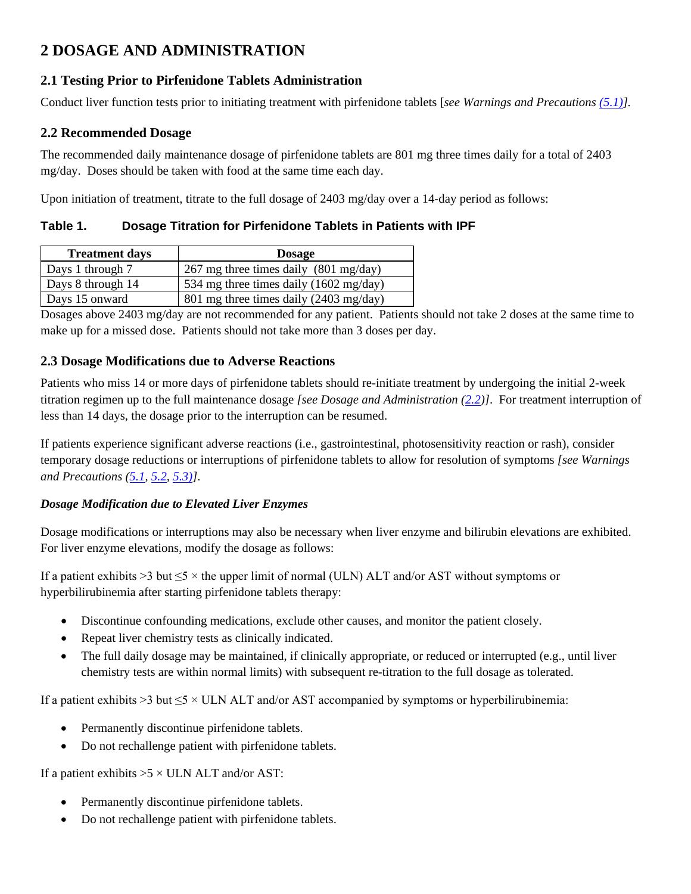## 2 DOSAGE AND ADMINISTRATION

### 2.1 Testing Prior to Pirfenidone Tablets Administration

Conduct liver function tests prior to initiating treatment with pirfenidone tablets [*see Warnings and Precautions (5.1)*].

### 2.2 Recommended Dosage

The recommended daily maintenance dosage of pirfenidone tablets are 801 mg three times daily for a total of 2403 mg/day. Doses should be taken with food at the same time each day.

Upon initiation of treatment, titrate to the full dosage of 2403 mg/day over a 14-day period as follows:

**Table 1. Dosage Titration for Pirfenidone Tablets in Patients with IPF**

| Treatment days | Dosage |
|---|---|
| Days 1 through 7 | 267 mg three times daily (801 mg/day) |
| Days 8 through 14 | 534 mg three times daily (1602 mg/day) |
| Days 15 onward | 801 mg three times daily (2403 mg/day) |

Dosages above 2403 mg/day are not recommended for any patient. Patients should not take 2 doses at the same time to make up for a missed dose. Patients should not take more than 3 doses per day.

### 2.3 Dosage Modifications due to Adverse Reactions

Patients who miss 14 or more days of pirfenidone tablets should re-initiate treatment by undergoing the initial 2-week titration regimen up to the full maintenance dosage *[see Dosage and Administration (2.2)]*. For treatment interruption of less than 14 days, the dosage prior to the interruption can be resumed.

If patients experience significant adverse reactions (i.e., gastrointestinal, photosensitivity reaction or rash), consider temporary dosage reductions or interruptions of pirfenidone tablets to allow for resolution of symptoms *[see Warnings and Precautions (5.1, 5.2, 5.3)]*.

***Dosage Modification due to Elevated Liver Enzymes***

Dosage modifications or interruptions may also be necessary when liver enzyme and bilirubin elevations are exhibited. For liver enzyme elevations, modify the dosage as follows:

If a patient exhibits >3 but ≤5 × the upper limit of normal (ULN) ALT and/or AST without symptoms or hyperbilirubinemia after starting pirfenidone tablets therapy:

- Discontinue confounding medications, exclude other causes, and monitor the patient closely.
- Repeat liver chemistry tests as clinically indicated.
- The full daily dosage may be maintained, if clinically appropriate, or reduced or interrupted (e.g., until liver chemistry tests are within normal limits) with subsequent re-titration to the full dosage as tolerated.

If a patient exhibits >3 but ≤5 × ULN ALT and/or AST accompanied by symptoms or hyperbilirubinemia:

- Permanently discontinue pirfenidone tablets.
- Do not rechallenge patient with pirfenidone tablets.

If a patient exhibits >5 × ULN ALT and/or AST:

- Permanently discontinue pirfenidone tablets.
- Do not rechallenge patient with pirfenidone tablets.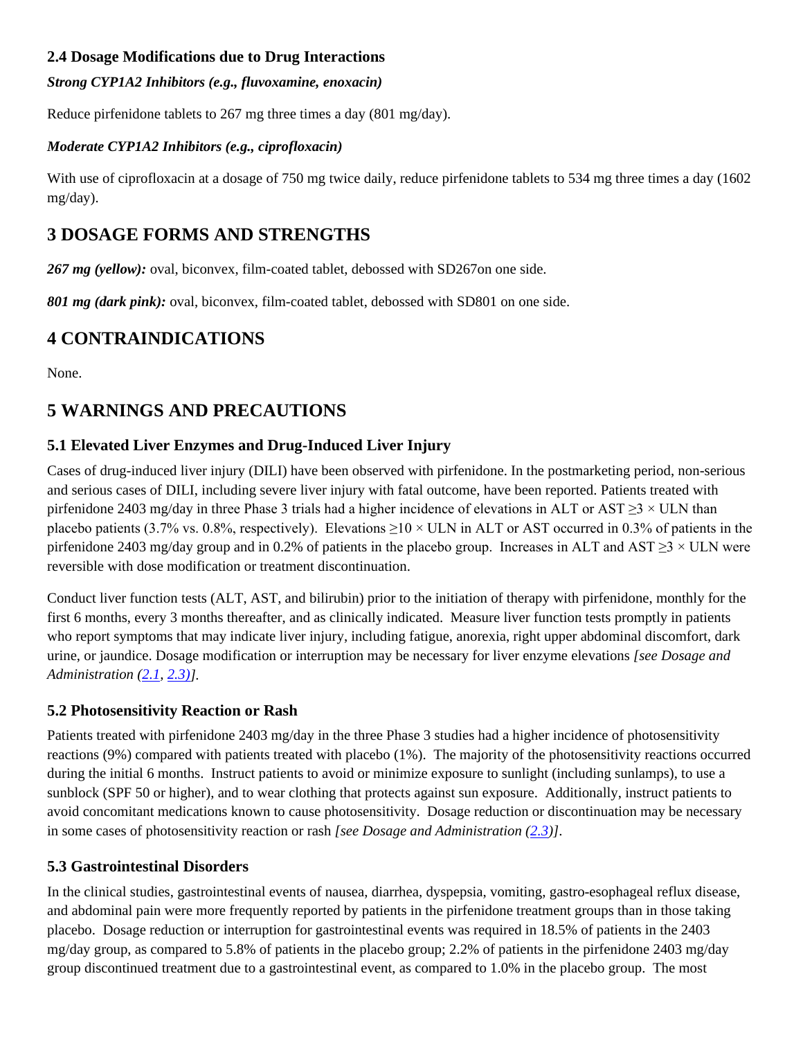### 2.4 Dosage Modifications due to Drug Interactions

***Strong CYP1A2 Inhibitors (e.g., fluvoxamine, enoxacin)***

Reduce pirfenidone tablets to 267 mg three times a day (801 mg/day).

***Moderate CYP1A2 Inhibitors (e.g., ciprofloxacin)***

With use of ciprofloxacin at a dosage of 750 mg twice daily, reduce pirfenidone tablets to 534 mg three times a day (1602 mg/day).

## 3 DOSAGE FORMS AND STRENGTHS

***267 mg (yellow):*** oval, biconvex, film-coated tablet, debossed with SD267on one side.

***801 mg (dark pink):*** oval, biconvex, film-coated tablet, debossed with SD801 on one side.

## 4 CONTRAINDICATIONS

None.

## 5 WARNINGS AND PRECAUTIONS

### 5.1 Elevated Liver Enzymes and Drug-Induced Liver Injury

Cases of drug-induced liver injury (DILI) have been observed with pirfenidone. In the postmarketing period, non-serious and serious cases of DILI, including severe liver injury with fatal outcome, have been reported. Patients treated with pirfenidone 2403 mg/day in three Phase 3 trials had a higher incidence of elevations in ALT or AST ≥3 × ULN than placebo patients (3.7% vs. 0.8%, respectively). Elevations ≥10 × ULN in ALT or AST occurred in 0.3% of patients in the pirfenidone 2403 mg/day group and in 0.2% of patients in the placebo group. Increases in ALT and AST ≥3 × ULN were reversible with dose modification or treatment discontinuation.

Conduct liver function tests (ALT, AST, and bilirubin) prior to the initiation of therapy with pirfenidone, monthly for the first 6 months, every 3 months thereafter, and as clinically indicated. Measure liver function tests promptly in patients who report symptoms that may indicate liver injury, including fatigue, anorexia, right upper abdominal discomfort, dark urine, or jaundice. Dosage modification or interruption may be necessary for liver enzyme elevations *[see Dosage and Administration (2.1, 2.3)]*.

### 5.2 Photosensitivity Reaction or Rash

Patients treated with pirfenidone 2403 mg/day in the three Phase 3 studies had a higher incidence of photosensitivity reactions (9%) compared with patients treated with placebo (1%). The majority of the photosensitivity reactions occurred during the initial 6 months. Instruct patients to avoid or minimize exposure to sunlight (including sunlamps), to use a sunblock (SPF 50 or higher), and to wear clothing that protects against sun exposure. Additionally, instruct patients to avoid concomitant medications known to cause photosensitivity. Dosage reduction or discontinuation may be necessary in some cases of photosensitivity reaction or rash *[see Dosage and Administration (2.3)]*.

### 5.3 Gastrointestinal Disorders

In the clinical studies, gastrointestinal events of nausea, diarrhea, dyspepsia, vomiting, gastro-esophageal reflux disease, and abdominal pain were more frequently reported by patients in the pirfenidone treatment groups than in those taking placebo. Dosage reduction or interruption for gastrointestinal events was required in 18.5% of patients in the 2403 mg/day group, as compared to 5.8% of patients in the placebo group; 2.2% of patients in the pirfenidone 2403 mg/day group discontinued treatment due to a gastrointestinal event, as compared to 1.0% in the placebo group. The most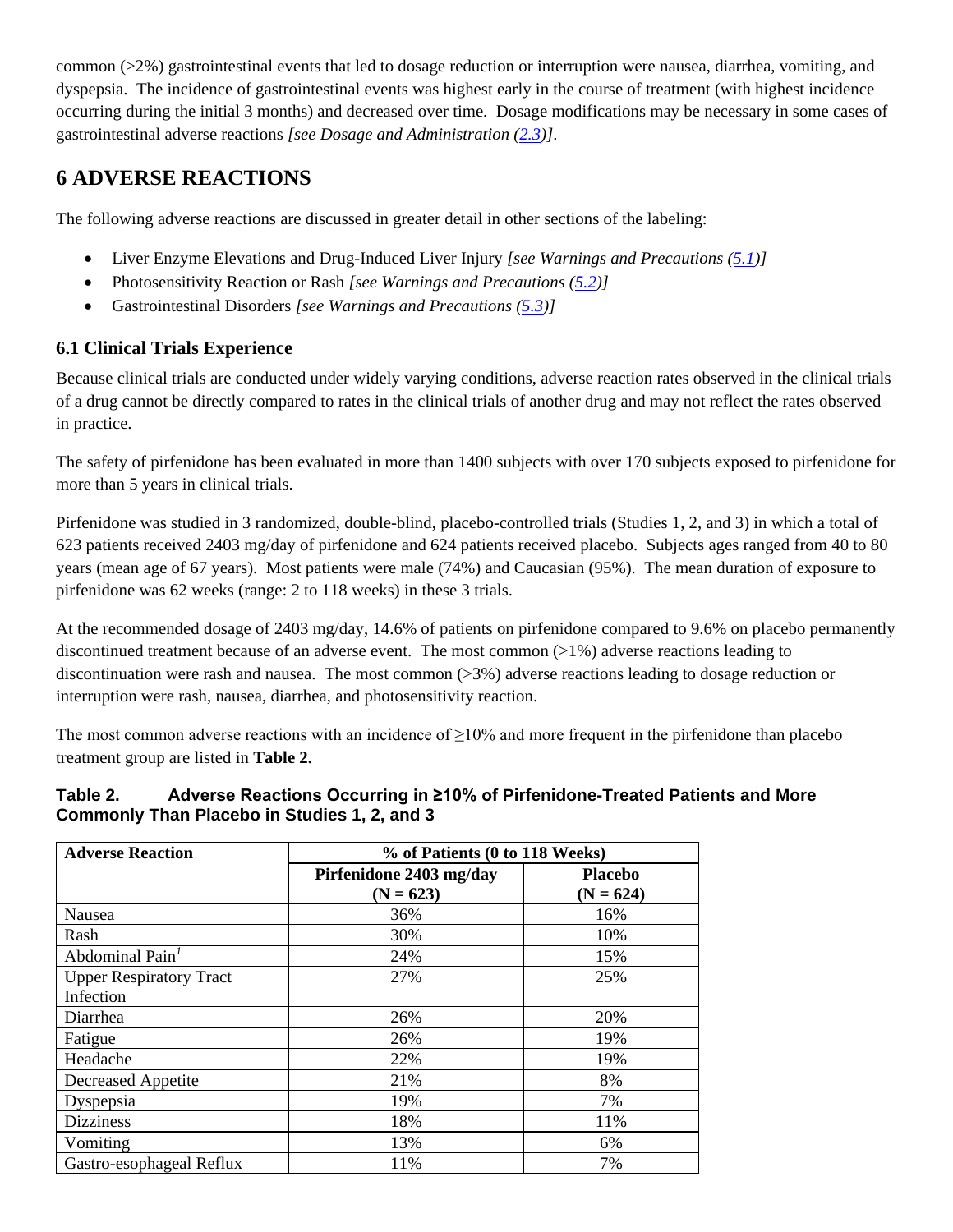common (>2%) gastrointestinal events that led to dosage reduction or interruption were nausea, diarrhea, vomiting, and dyspepsia. The incidence of gastrointestinal events was highest early in the course of treatment (with highest incidence occurring during the initial 3 months) and decreased over time. Dosage modifications may be necessary in some cases of gastrointestinal adverse reactions *[see Dosage and Administration (2.3)]*.

# 6 ADVERSE REACTIONS

The following adverse reactions are discussed in greater detail in other sections of the labeling:

- Liver Enzyme Elevations and Drug-Induced Liver Injury *[see Warnings and Precautions (5.1)]*
- Photosensitivity Reaction or Rash *[see Warnings and Precautions (5.2)]*
- Gastrointestinal Disorders *[see Warnings and Precautions (5.3)]*

## 6.1 Clinical Trials Experience

Because clinical trials are conducted under widely varying conditions, adverse reaction rates observed in the clinical trials of a drug cannot be directly compared to rates in the clinical trials of another drug and may not reflect the rates observed in practice.

The safety of pirfenidone has been evaluated in more than 1400 subjects with over 170 subjects exposed to pirfenidone for more than 5 years in clinical trials.

Pirfenidone was studied in 3 randomized, double-blind, placebo-controlled trials (Studies 1, 2, and 3) in which a total of 623 patients received 2403 mg/day of pirfenidone and 624 patients received placebo. Subjects ages ranged from 40 to 80 years (mean age of 67 years). Most patients were male (74%) and Caucasian (95%). The mean duration of exposure to pirfenidone was 62 weeks (range: 2 to 118 weeks) in these 3 trials.

At the recommended dosage of 2403 mg/day, 14.6% of patients on pirfenidone compared to 9.6% on placebo permanently discontinued treatment because of an adverse event. The most common (>1%) adverse reactions leading to discontinuation were rash and nausea. The most common (>3%) adverse reactions leading to dosage reduction or interruption were rash, nausea, diarrhea, and photosensitivity reaction.

The most common adverse reactions with an incidence of ≥10% and more frequent in the pirfenidone than placebo treatment group are listed in **Table 2.**

**Table 2. Adverse Reactions Occurring in ≥10% of Pirfenidone-Treated Patients and More Commonly Than Placebo in Studies 1, 2, and 3**

| Adverse Reaction | % of Patients (0 to 118 Weeks) | |
|---|---|---|
| | Pirfenidone 2403 mg/day (N = 623) | Placebo (N = 624) |
| Nausea | 36% | 16% |
| Rash | 30% | 10% |
| Abdominal Pain[1] | 24% | 15% |
| Upper Respiratory Tract Infection | 27% | 25% |
| Diarrhea | 26% | 20% |
| Fatigue | 26% | 19% |
| Headache | 22% | 19% |
| Decreased Appetite | 21% | 8% |
| Dyspepsia | 19% | 7% |
| Dizziness | 18% | 11% |
| Vomiting | 13% | 6% |
| Gastro-esophageal Reflux | 11% | 7% |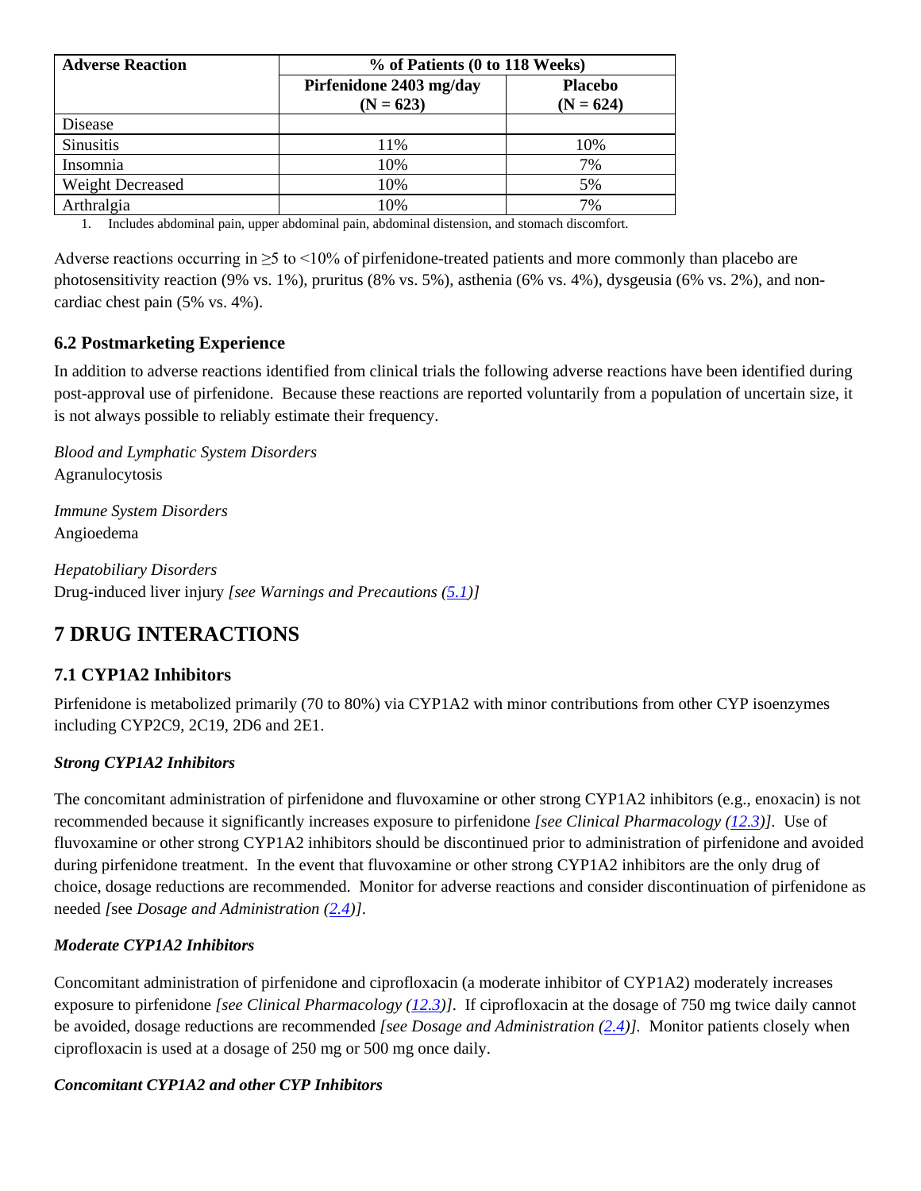| Adverse Reaction | % of Patients (0 to 118 Weeks) | |
|---|---|---|
| | Pirfenidone 2403 mg/day (N = 623) | Placebo (N = 624) |
| Disease | | |
| Sinusitis | 11% | 10% |
| Insomnia | 10% | 7% |
| Weight Decreased | 10% | 5% |
| Arthralgia | 10% | 7% |

1. Includes abdominal pain, upper abdominal pain, abdominal distension, and stomach discomfort.

Adverse reactions occurring in ≥5 to <10% of pirfenidone-treated patients and more commonly than placebo are photosensitivity reaction (9% vs. 1%), pruritus (8% vs. 5%), asthenia (6% vs. 4%), dysgeusia (6% vs. 2%), and non-cardiac chest pain (5% vs. 4%).

### 6.2 Postmarketing Experience

In addition to adverse reactions identified from clinical trials the following adverse reactions have been identified during post-approval use of pirfenidone. Because these reactions are reported voluntarily from a population of uncertain size, it is not always possible to reliably estimate their frequency.

*Blood and Lymphatic System Disorders*
Agranulocytosis

*Immune System Disorders*
Angioedema

*Hepatobiliary Disorders*
Drug-induced liver injury *[see Warnings and Precautions (5.1)]*

## 7 DRUG INTERACTIONS

### 7.1 CYP1A2 Inhibitors

Pirfenidone is metabolized primarily (70 to 80%) via CYP1A2 with minor contributions from other CYP isoenzymes including CYP2C9, 2C19, 2D6 and 2E1.

***Strong CYP1A2 Inhibitors***

The concomitant administration of pirfenidone and fluvoxamine or other strong CYP1A2 inhibitors (e.g., enoxacin) is not recommended because it significantly increases exposure to pirfenidone *[see Clinical Pharmacology (12.3)]*. Use of fluvoxamine or other strong CYP1A2 inhibitors should be discontinued prior to administration of pirfenidone and avoided during pirfenidone treatment. In the event that fluvoxamine or other strong CYP1A2 inhibitors are the only drug of choice, dosage reductions are recommended. Monitor for adverse reactions and consider discontinuation of pirfenidone as needed [see *Dosage and Administration (2.4)]*.

***Moderate CYP1A2 Inhibitors***

Concomitant administration of pirfenidone and ciprofloxacin (a moderate inhibitor of CYP1A2) moderately increases exposure to pirfenidone *[see Clinical Pharmacology (12.3)]*. If ciprofloxacin at the dosage of 750 mg twice daily cannot be avoided, dosage reductions are recommended *[see Dosage and Administration (2.4)]*. Monitor patients closely when ciprofloxacin is used at a dosage of 250 mg or 500 mg once daily.

***Concomitant CYP1A2 and other CYP Inhibitors***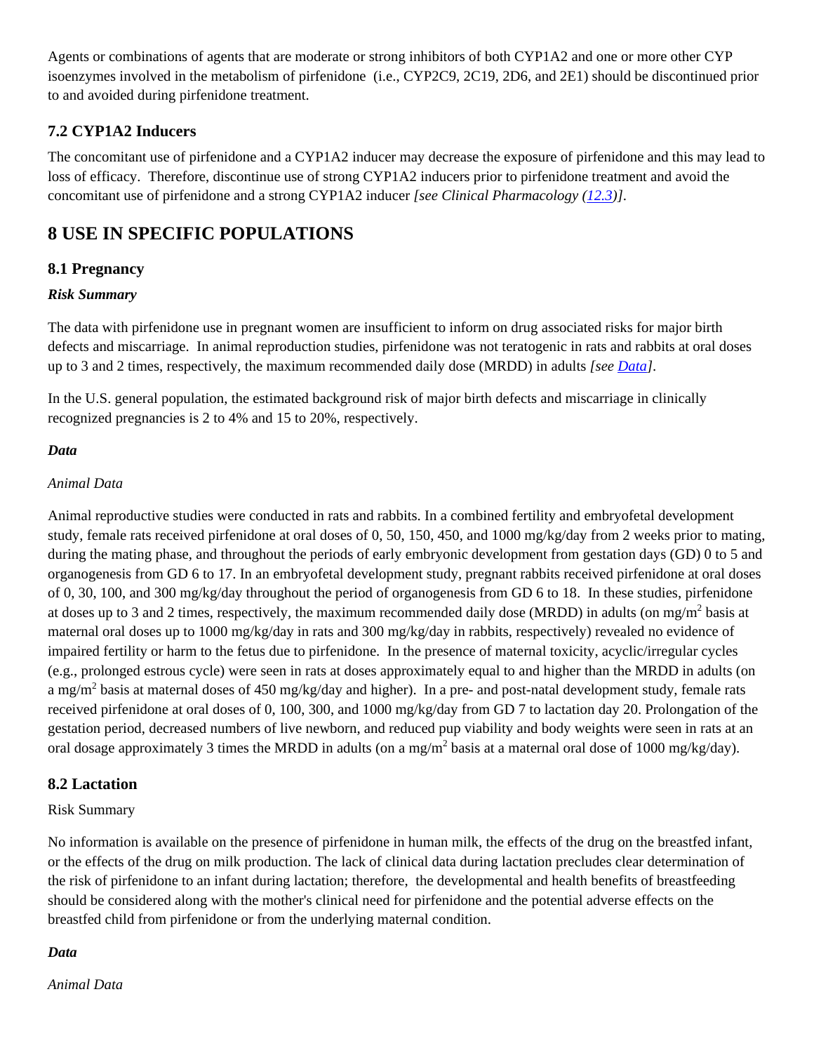Agents or combinations of agents that are moderate or strong inhibitors of both CYP1A2 and one or more other CYP isoenzymes involved in the metabolism of pirfenidone (i.e., CYP2C9, 2C19, 2D6, and 2E1) should be discontinued prior to and avoided during pirfenidone treatment.

### 7.2 CYP1A2 Inducers

The concomitant use of pirfenidone and a CYP1A2 inducer may decrease the exposure of pirfenidone and this may lead to loss of efficacy. Therefore, discontinue use of strong CYP1A2 inducers prior to pirfenidone treatment and avoid the concomitant use of pirfenidone and a strong CYP1A2 inducer *[see Clinical Pharmacology (12.3)]*.

## 8 USE IN SPECIFIC POPULATIONS

### 8.1 Pregnancy

***Risk Summary***

The data with pirfenidone use in pregnant women are insufficient to inform on drug associated risks for major birth defects and miscarriage. In animal reproduction studies, pirfenidone was not teratogenic in rats and rabbits at oral doses up to 3 and 2 times, respectively, the maximum recommended daily dose (MRDD) in adults *[see Data]*.

In the U.S. general population, the estimated background risk of major birth defects and miscarriage in clinically recognized pregnancies is 2 to 4% and 15 to 20%, respectively.

***Data***

*Animal Data*

Animal reproductive studies were conducted in rats and rabbits. In a combined fertility and embryofetal development study, female rats received pirfenidone at oral doses of 0, 50, 150, 450, and 1000 mg/kg/day from 2 weeks prior to mating, during the mating phase, and throughout the periods of early embryonic development from gestation days (GD) 0 to 5 and organogenesis from GD 6 to 17. In an embryofetal development study, pregnant rabbits received pirfenidone at oral doses of 0, 30, 100, and 300 mg/kg/day throughout the period of organogenesis from GD 6 to 18. In these studies, pirfenidone at doses up to 3 and 2 times, respectively, the maximum recommended daily dose (MRDD) in adults (on $mg/m^2$ basis at maternal oral doses up to 1000 mg/kg/day in rats and 300 mg/kg/day in rabbits, respectively) revealed no evidence of impaired fertility or harm to the fetus due to pirfenidone. In the presence of maternal toxicity, acyclic/irregular cycles (e.g., prolonged estrous cycle) were seen in rats at doses approximately equal to and higher than the MRDD in adults (on a $mg/m^2$ basis at maternal doses of 450 mg/kg/day and higher). In a pre- and post-natal development study, female rats received pirfenidone at oral doses of 0, 100, 300, and 1000 mg/kg/day from GD 7 to lactation day 20. Prolongation of the gestation period, decreased numbers of live newborn, and reduced pup viability and body weights were seen in rats at an oral dosage approximately 3 times the MRDD in adults (on a $mg/m^2$ basis at a maternal oral dose of 1000 mg/kg/day).

### 8.2 Lactation

Risk Summary

No information is available on the presence of pirfenidone in human milk, the effects of the drug on the breastfed infant, or the effects of the drug on milk production. The lack of clinical data during lactation precludes clear determination of the risk of pirfenidone to an infant during lactation; therefore, the developmental and health benefits of breastfeeding should be considered along with the mother's clinical need for pirfenidone and the potential adverse effects on the breastfed child from pirfenidone or from the underlying maternal condition.

***Data***

*Animal Data*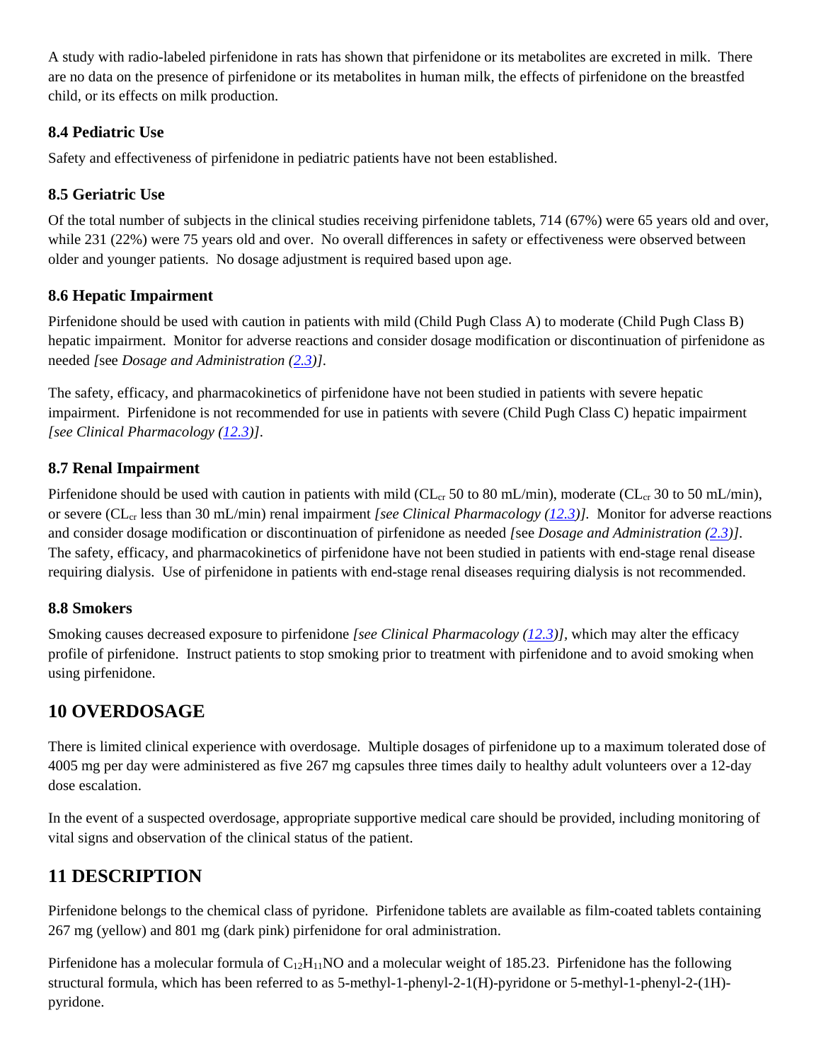A study with radio-labeled pirfenidone in rats has shown that pirfenidone or its metabolites are excreted in milk. There are no data on the presence of pirfenidone or its metabolites in human milk, the effects of pirfenidone on the breastfed child, or its effects on milk production.

### 8.4 Pediatric Use

Safety and effectiveness of pirfenidone in pediatric patients have not been established.

### 8.5 Geriatric Use

Of the total number of subjects in the clinical studies receiving pirfenidone tablets, 714 (67%) were 65 years old and over, while 231 (22%) were 75 years old and over. No overall differences in safety or effectiveness were observed between older and younger patients. No dosage adjustment is required based upon age.

### 8.6 Hepatic Impairment

Pirfenidone should be used with caution in patients with mild (Child Pugh Class A) to moderate (Child Pugh Class B) hepatic impairment. Monitor for adverse reactions and consider dosage modification or discontinuation of pirfenidone as needed *[*see *Dosage and Administration (2.3)]*.

The safety, efficacy, and pharmacokinetics of pirfenidone have not been studied in patients with severe hepatic impairment. Pirfenidone is not recommended for use in patients with severe (Child Pugh Class C) hepatic impairment *[see Clinical Pharmacology (12.3)]*.

### 8.7 Renal Impairment

Pirfenidone should be used with caution in patients with mild ($CL_{cr}$ 50 to 80 mL/min), moderate ($CL_{cr}$ 30 to 50 mL/min), or severe ($CL_{cr}$ less than 30 mL/min) renal impairment *[see Clinical Pharmacology (12.3)]*. Monitor for adverse reactions and consider dosage modification or discontinuation of pirfenidone as needed *[*see *Dosage and Administration (2.3)]*. The safety, efficacy, and pharmacokinetics of pirfenidone have not been studied in patients with end-stage renal disease requiring dialysis. Use of pirfenidone in patients with end-stage renal diseases requiring dialysis is not recommended.

### 8.8 Smokers

Smoking causes decreased exposure to pirfenidone *[see Clinical Pharmacology (12.3)]*, which may alter the efficacy profile of pirfenidone. Instruct patients to stop smoking prior to treatment with pirfenidone and to avoid smoking when using pirfenidone.

## 10 OVERDOSAGE

There is limited clinical experience with overdosage. Multiple dosages of pirfenidone up to a maximum tolerated dose of 4005 mg per day were administered as five 267 mg capsules three times daily to healthy adult volunteers over a 12-day dose escalation.

In the event of a suspected overdosage, appropriate supportive medical care should be provided, including monitoring of vital signs and observation of the clinical status of the patient.

## 11 DESCRIPTION

Pirfenidone belongs to the chemical class of pyridone. Pirfenidone tablets are available as film-coated tablets containing 267 mg (yellow) and 801 mg (dark pink) pirfenidone for oral administration.

Pirfenidone has a molecular formula of $C_{12}H_{11}NO$ and a molecular weight of 185.23. Pirfenidone has the following structural formula, which has been referred to as 5-methyl-1-phenyl-2-1(H)-pyridone or 5-methyl-1-phenyl-2-(1H)-pyridone.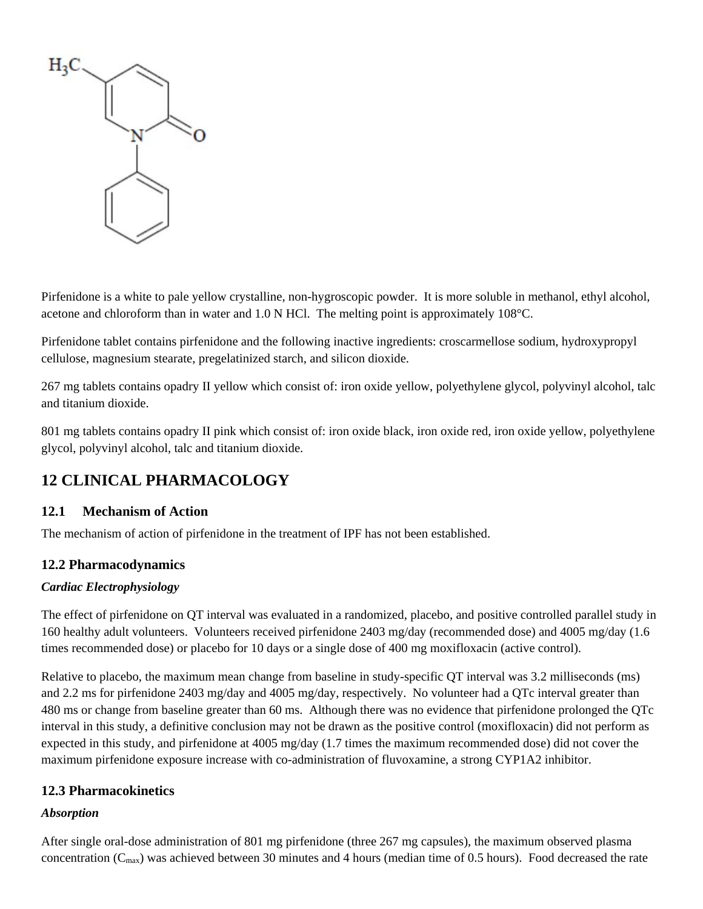Pirfenidone is a white to pale yellow crystalline, non-hygroscopic powder. It is more soluble in methanol, ethyl alcohol, acetone and chloroform than in water and 1.0 N HCl. The melting point is approximately 108°C.

Pirfenidone tablet contains pirfenidone and the following inactive ingredients: croscarmellose sodium, hydroxypropyl cellulose, magnesium stearate, pregelatinized starch, and silicon dioxide.

267 mg tablets contains opadry II yellow which consist of: iron oxide yellow, polyethylene glycol, polyvinyl alcohol, talc and titanium dioxide.

801 mg tablets contains opadry II pink which consist of: iron oxide black, iron oxide red, iron oxide yellow, polyethylene glycol, polyvinyl alcohol, talc and titanium dioxide.

## 12 CLINICAL PHARMACOLOGY

### 12.1 Mechanism of Action

The mechanism of action of pirfenidone in the treatment of IPF has not been established.

### 12.2 Pharmacodynamics

***Cardiac Electrophysiology***

The effect of pirfenidone on QT interval was evaluated in a randomized, placebo, and positive controlled parallel study in 160 healthy adult volunteers. Volunteers received pirfenidone 2403 mg/day (recommended dose) and 4005 mg/day (1.6 times recommended dose) or placebo for 10 days or a single dose of 400 mg moxifloxacin (active control).

Relative to placebo, the maximum mean change from baseline in study-specific QT interval was 3.2 milliseconds (ms) and 2.2 ms for pirfenidone 2403 mg/day and 4005 mg/day, respectively. No volunteer had a QTc interval greater than 480 ms or change from baseline greater than 60 ms. Although there was no evidence that pirfenidone prolonged the QTc interval in this study, a definitive conclusion may not be drawn as the positive control (moxifloxacin) did not perform as expected in this study, and pirfenidone at 4005 mg/day (1.7 times the maximum recommended dose) did not cover the maximum pirfenidone exposure increase with co-administration of fluvoxamine, a strong CYP1A2 inhibitor.

### 12.3 Pharmacokinetics

***Absorption***

After single oral-dose administration of 801 mg pirfenidone (three 267 mg capsules), the maximum observed plasma concentration ($C_{max}$) was achieved between 30 minutes and 4 hours (median time of 0.5 hours). Food decreased the rate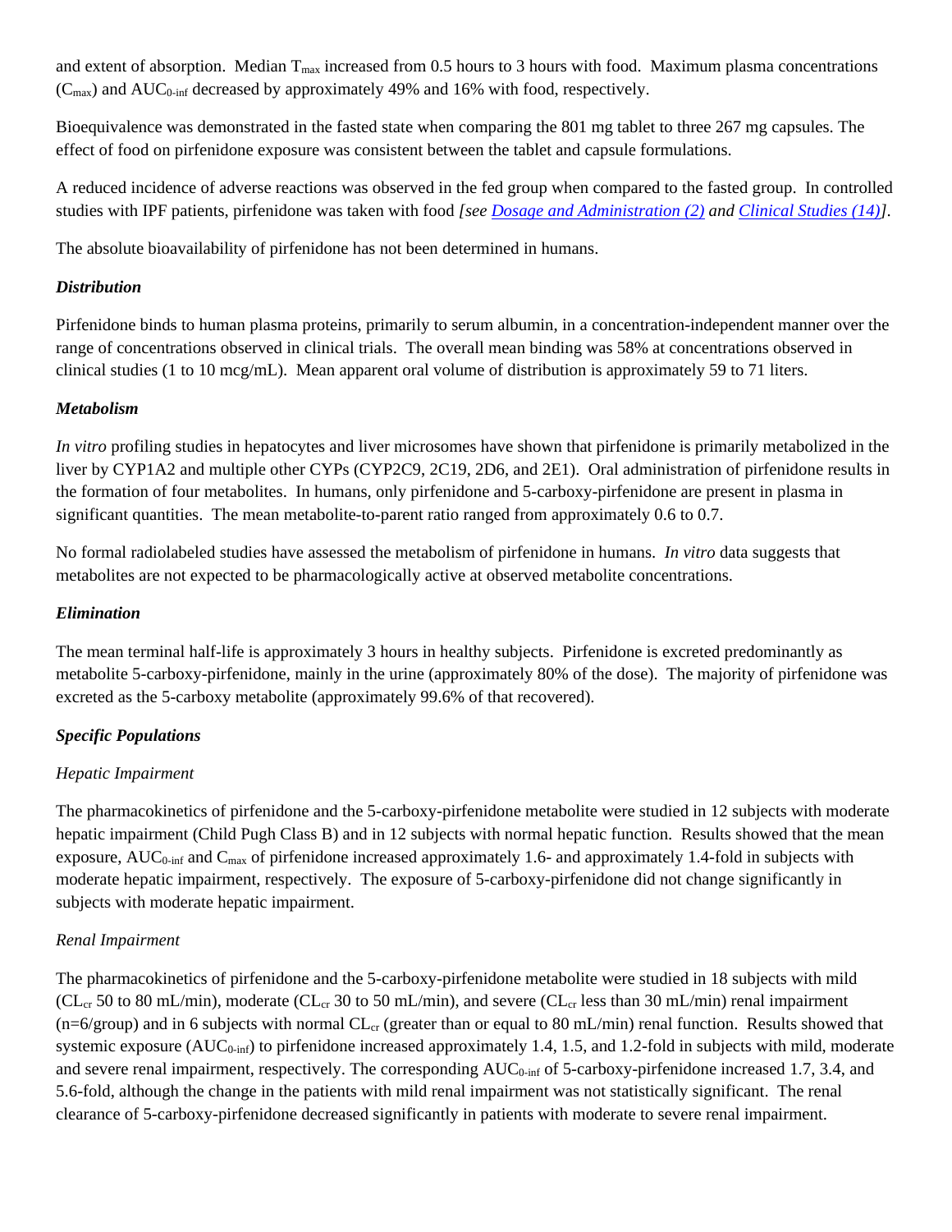and extent of absorption. Median $T_{max}$ increased from 0.5 hours to 3 hours with food. Maximum plasma concentrations ($C_{max}$) and $AUC_{0\text{-}inf}$ decreased by approximately 49% and 16% with food, respectively.

Bioequivalence was demonstrated in the fasted state when comparing the 801 mg tablet to three 267 mg capsules. The effect of food on pirfenidone exposure was consistent between the tablet and capsule formulations.

A reduced incidence of adverse reactions was observed in the fed group when compared to the fasted group. In controlled studies with IPF patients, pirfenidone was taken with food *[see Dosage and Administration (2) and Clinical Studies (14)]*.

The absolute bioavailability of pirfenidone has not been determined in humans.

***Distribution***

Pirfenidone binds to human plasma proteins, primarily to serum albumin, in a concentration-independent manner over the range of concentrations observed in clinical trials. The overall mean binding was 58% at concentrations observed in clinical studies (1 to 10 mcg/mL). Mean apparent oral volume of distribution is approximately 59 to 71 liters.

***Metabolism***

*In vitro* profiling studies in hepatocytes and liver microsomes have shown that pirfenidone is primarily metabolized in the liver by CYP1A2 and multiple other CYPs (CYP2C9, 2C19, 2D6, and 2E1). Oral administration of pirfenidone results in the formation of four metabolites. In humans, only pirfenidone and 5-carboxy-pirfenidone are present in plasma in significant quantities. The mean metabolite-to-parent ratio ranged from approximately 0.6 to 0.7.

No formal radiolabeled studies have assessed the metabolism of pirfenidone in humans. *In vitro* data suggests that metabolites are not expected to be pharmacologically active at observed metabolite concentrations.

***Elimination***

The mean terminal half-life is approximately 3 hours in healthy subjects. Pirfenidone is excreted predominantly as metabolite 5-carboxy-pirfenidone, mainly in the urine (approximately 80% of the dose). The majority of pirfenidone was excreted as the 5-carboxy metabolite (approximately 99.6% of that recovered).

***Specific Populations***

*Hepatic Impairment*

The pharmacokinetics of pirfenidone and the 5-carboxy-pirfenidone metabolite were studied in 12 subjects with moderate hepatic impairment (Child Pugh Class B) and in 12 subjects with normal hepatic function. Results showed that the mean exposure, $AUC_{0\text{-}inf}$ and $C_{max}$ of pirfenidone increased approximately 1.6- and approximately 1.4-fold in subjects with moderate hepatic impairment, respectively. The exposure of 5-carboxy-pirfenidone did not change significantly in subjects with moderate hepatic impairment.

*Renal Impairment*

The pharmacokinetics of pirfenidone and the 5-carboxy-pirfenidone metabolite were studied in 18 subjects with mild ($CL_{cr}$ 50 to 80 mL/min), moderate ($CL_{cr}$ 30 to 50 mL/min), and severe ($CL_{cr}$ less than 30 mL/min) renal impairment (n=6/group) and in 6 subjects with normal $CL_{cr}$ (greater than or equal to 80 mL/min) renal function. Results showed that systemic exposure ($AUC_{0\text{-}inf}$) to pirfenidone increased approximately 1.4, 1.5, and 1.2-fold in subjects with mild, moderate and severe renal impairment, respectively. The corresponding $AUC_{0\text{-}inf}$ of 5-carboxy-pirfenidone increased 1.7, 3.4, and 5.6-fold, although the change in the patients with mild renal impairment was not statistically significant. The renal clearance of 5-carboxy-pirfenidone decreased significantly in patients with moderate to severe renal impairment.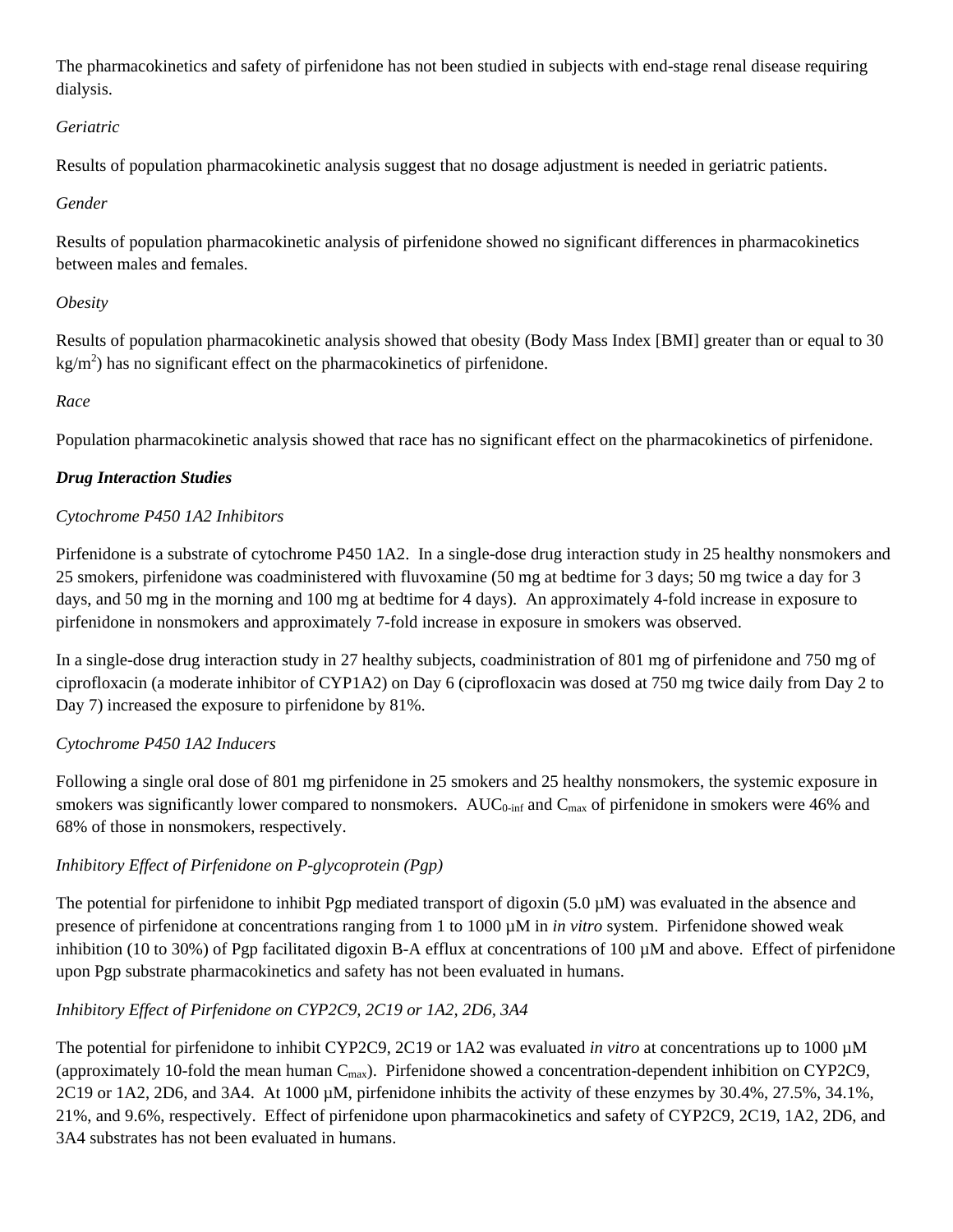The pharmacokinetics and safety of pirfenidone has not been studied in subjects with end-stage renal disease requiring dialysis.

*Geriatric*

Results of population pharmacokinetic analysis suggest that no dosage adjustment is needed in geriatric patients.

*Gender*

Results of population pharmacokinetic analysis of pirfenidone showed no significant differences in pharmacokinetics between males and females.

*Obesity*

Results of population pharmacokinetic analysis showed that obesity (Body Mass Index [BMI] greater than or equal to 30 $kg/m^2$) has no significant effect on the pharmacokinetics of pirfenidone.

*Race*

Population pharmacokinetic analysis showed that race has no significant effect on the pharmacokinetics of pirfenidone.

***Drug Interaction Studies***

*Cytochrome P450 1A2 Inhibitors*

Pirfenidone is a substrate of cytochrome P450 1A2. In a single-dose drug interaction study in 25 healthy nonsmokers and 25 smokers, pirfenidone was coadministered with fluvoxamine (50 mg at bedtime for 3 days; 50 mg twice a day for 3 days, and 50 mg in the morning and 100 mg at bedtime for 4 days). An approximately 4-fold increase in exposure to pirfenidone in nonsmokers and approximately 7-fold increase in exposure in smokers was observed.

In a single-dose drug interaction study in 27 healthy subjects, coadministration of 801 mg of pirfenidone and 750 mg of ciprofloxacin (a moderate inhibitor of CYP1A2) on Day 6 (ciprofloxacin was dosed at 750 mg twice daily from Day 2 to Day 7) increased the exposure to pirfenidone by 81%.

*Cytochrome P450 1A2 Inducers*

Following a single oral dose of 801 mg pirfenidone in 25 smokers and 25 healthy nonsmokers, the systemic exposure in smokers was significantly lower compared to nonsmokers. $AUC_{0\text{-}inf}$ and $C_{max}$ of pirfenidone in smokers were 46% and 68% of those in nonsmokers, respectively.

*Inhibitory Effect of Pirfenidone on P-glycoprotein (Pgp)*

The potential for pirfenidone to inhibit Pgp mediated transport of digoxin (5.0 µM) was evaluated in the absence and presence of pirfenidone at concentrations ranging from 1 to 1000 µM in *in vitro* system. Pirfenidone showed weak inhibition (10 to 30%) of Pgp facilitated digoxin B-A efflux at concentrations of 100 µM and above. Effect of pirfenidone upon Pgp substrate pharmacokinetics and safety has not been evaluated in humans.

*Inhibitory Effect of Pirfenidone on CYP2C9, 2C19 or 1A2, 2D6, 3A4*

The potential for pirfenidone to inhibit CYP2C9, 2C19 or 1A2 was evaluated *in vitro* at concentrations up to 1000 µM (approximately 10-fold the mean human $C_{max}$). Pirfenidone showed a concentration-dependent inhibition on CYP2C9, 2C19 or 1A2, 2D6, and 3A4. At 1000 µM, pirfenidone inhibits the activity of these enzymes by 30.4%, 27.5%, 34.1%, 21%, and 9.6%, respectively. Effect of pirfenidone upon pharmacokinetics and safety of CYP2C9, 2C19, 1A2, 2D6, and 3A4 substrates has not been evaluated in humans.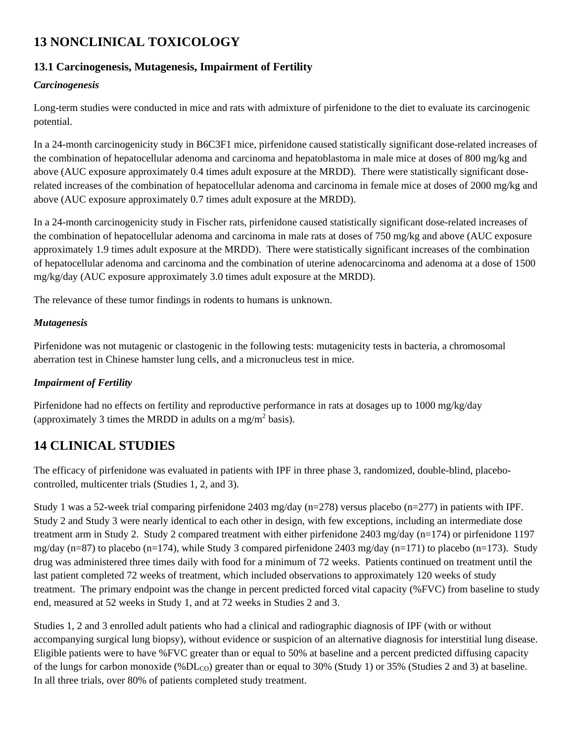# 13 NONCLINICAL TOXICOLOGY

## 13.1 Carcinogenesis, Mutagenesis, Impairment of Fertility

***Carcinogenesis***

Long-term studies were conducted in mice and rats with admixture of pirfenidone to the diet to evaluate its carcinogenic potential.

In a 24-month carcinogenicity study in B6C3F1 mice, pirfenidone caused statistically significant dose-related increases of the combination of hepatocellular adenoma and carcinoma and hepatoblastoma in male mice at doses of 800 mg/kg and above (AUC exposure approximately 0.4 times adult exposure at the MRDD). There were statistically significant dose-related increases of the combination of hepatocellular adenoma and carcinoma in female mice at doses of 2000 mg/kg and above (AUC exposure approximately 0.7 times adult exposure at the MRDD).

In a 24-month carcinogenicity study in Fischer rats, pirfenidone caused statistically significant dose-related increases of the combination of hepatocellular adenoma and carcinoma in male rats at doses of 750 mg/kg and above (AUC exposure approximately 1.9 times adult exposure at the MRDD). There were statistically significant increases of the combination of hepatocellular adenoma and carcinoma and the combination of uterine adenocarcinoma and adenoma at a dose of 1500 mg/kg/day (AUC exposure approximately 3.0 times adult exposure at the MRDD).

The relevance of these tumor findings in rodents to humans is unknown.

***Mutagenesis***

Pirfenidone was not mutagenic or clastogenic in the following tests: mutagenicity tests in bacteria, a chromosomal aberration test in Chinese hamster lung cells, and a micronucleus test in mice.

***Impairment of Fertility***

Pirfenidone had no effects on fertility and reproductive performance in rats at dosages up to 1000 mg/kg/day (approximately 3 times the MRDD in adults on a $mg/m^2$ basis).

# 14 CLINICAL STUDIES

The efficacy of pirfenidone was evaluated in patients with IPF in three phase 3, randomized, double-blind, placebo-controlled, multicenter trials (Studies 1, 2, and 3).

Study 1 was a 52-week trial comparing pirfenidone 2403 mg/day (n=278) versus placebo (n=277) in patients with IPF. Study 2 and Study 3 were nearly identical to each other in design, with few exceptions, including an intermediate dose treatment arm in Study 2. Study 2 compared treatment with either pirfenidone 2403 mg/day (n=174) or pirfenidone 1197 mg/day (n=87) to placebo (n=174), while Study 3 compared pirfenidone 2403 mg/day (n=171) to placebo (n=173). Study drug was administered three times daily with food for a minimum of 72 weeks. Patients continued on treatment until the last patient completed 72 weeks of treatment, which included observations to approximately 120 weeks of study treatment. The primary endpoint was the change in percent predicted forced vital capacity (%FVC) from baseline to study end, measured at 52 weeks in Study 1, and at 72 weeks in Studies 2 and 3.

Studies 1, 2 and 3 enrolled adult patients who had a clinical and radiographic diagnosis of IPF (with or without accompanying surgical lung biopsy), without evidence or suspicion of an alternative diagnosis for interstitial lung disease. Eligible patients were to have %FVC greater than or equal to 50% at baseline and a percent predicted diffusing capacity of the lungs for carbon monoxide (%$DL_{CO}$) greater than or equal to 30% (Study 1) or 35% (Studies 2 and 3) at baseline. In all three trials, over 80% of patients completed study treatment.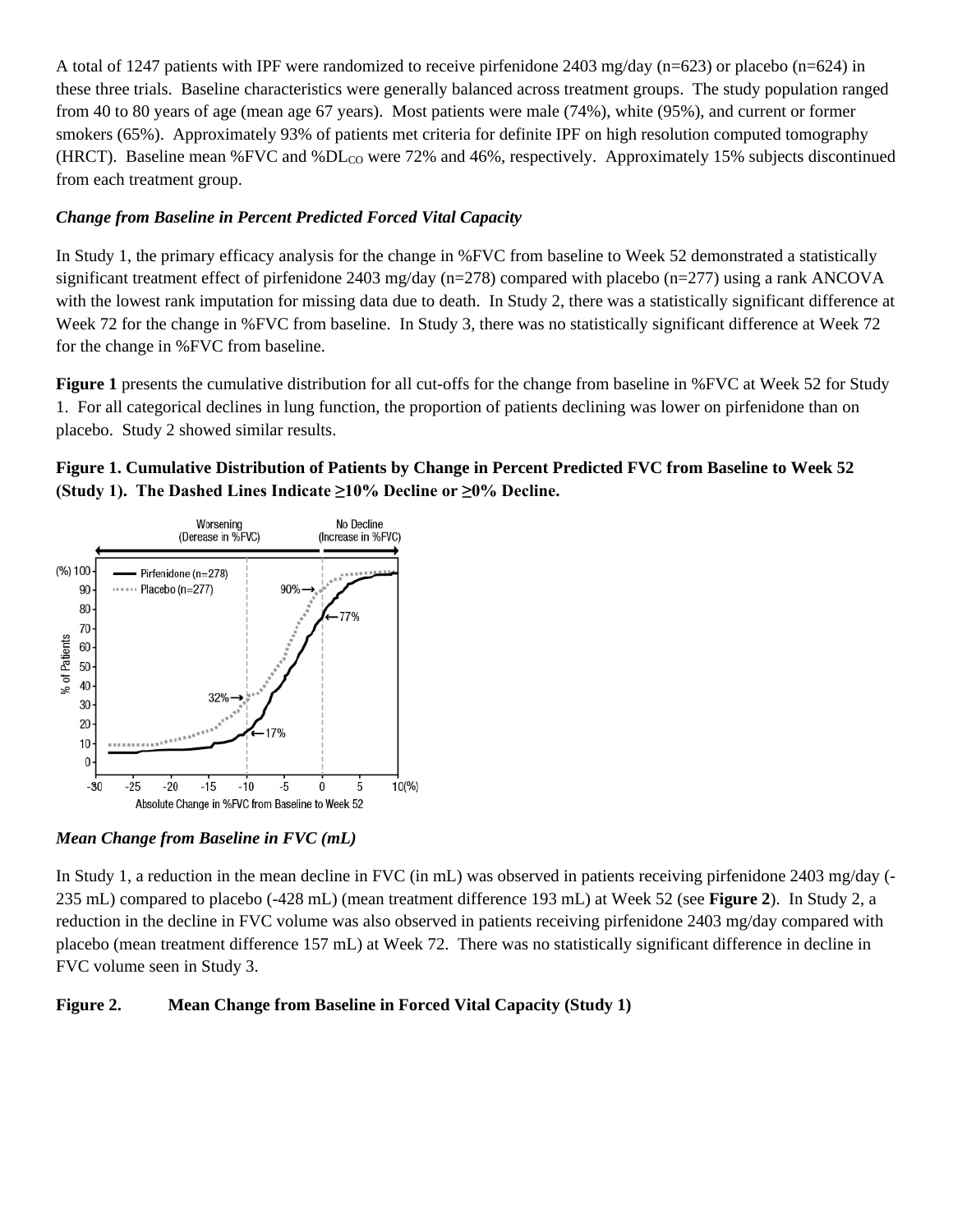A total of 1247 patients with IPF were randomized to receive pirfenidone 2403 mg/day (n=623) or placebo (n=624) in these three trials. Baseline characteristics were generally balanced across treatment groups. The study population ranged from 40 to 80 years of age (mean age 67 years). Most patients were male (74%), white (95%), and current or former smokers (65%). Approximately 93% of patients met criteria for definite IPF on high resolution computed tomography (HRCT). Baseline mean %FVC and $\%DL_{CO}$ were 72% and 46%, respectively. Approximately 15% subjects discontinued from each treatment group.

***Change from Baseline in Percent Predicted Forced Vital Capacity***

In Study 1, the primary efficacy analysis for the change in %FVC from baseline to Week 52 demonstrated a statistically significant treatment effect of pirfenidone 2403 mg/day (n=278) compared with placebo (n=277) using a rank ANCOVA with the lowest rank imputation for missing data due to death. In Study 2, there was a statistically significant difference at Week 72 for the change in %FVC from baseline. In Study 3, there was no statistically significant difference at Week 72 for the change in %FVC from baseline.

**Figure 1** presents the cumulative distribution for all cut-offs for the change from baseline in %FVC at Week 52 for Study 1. For all categorical declines in lung function, the proportion of patients declining was lower on pirfenidone than on placebo. Study 2 showed similar results.

**Figure 1. Cumulative Distribution of Patients by Change in Percent Predicted FVC from Baseline to Week 52 (Study 1). The Dashed Lines Indicate ≥10% Decline or ≥0% Decline.**

***Mean Change from Baseline in FVC (mL)***

In Study 1, a reduction in the mean decline in FVC (in mL) was observed in patients receiving pirfenidone 2403 mg/day (-235 mL) compared to placebo (-428 mL) (mean treatment difference 193 mL) at Week 52 (see **Figure 2**). In Study 2, a reduction in the decline in FVC volume was also observed in patients receiving pirfenidone 2403 mg/day compared with placebo (mean treatment difference 157 mL) at Week 72. There was no statistically significant difference in decline in FVC volume seen in Study 3.

**Figure 2. Mean Change from Baseline in Forced Vital Capacity (Study 1)**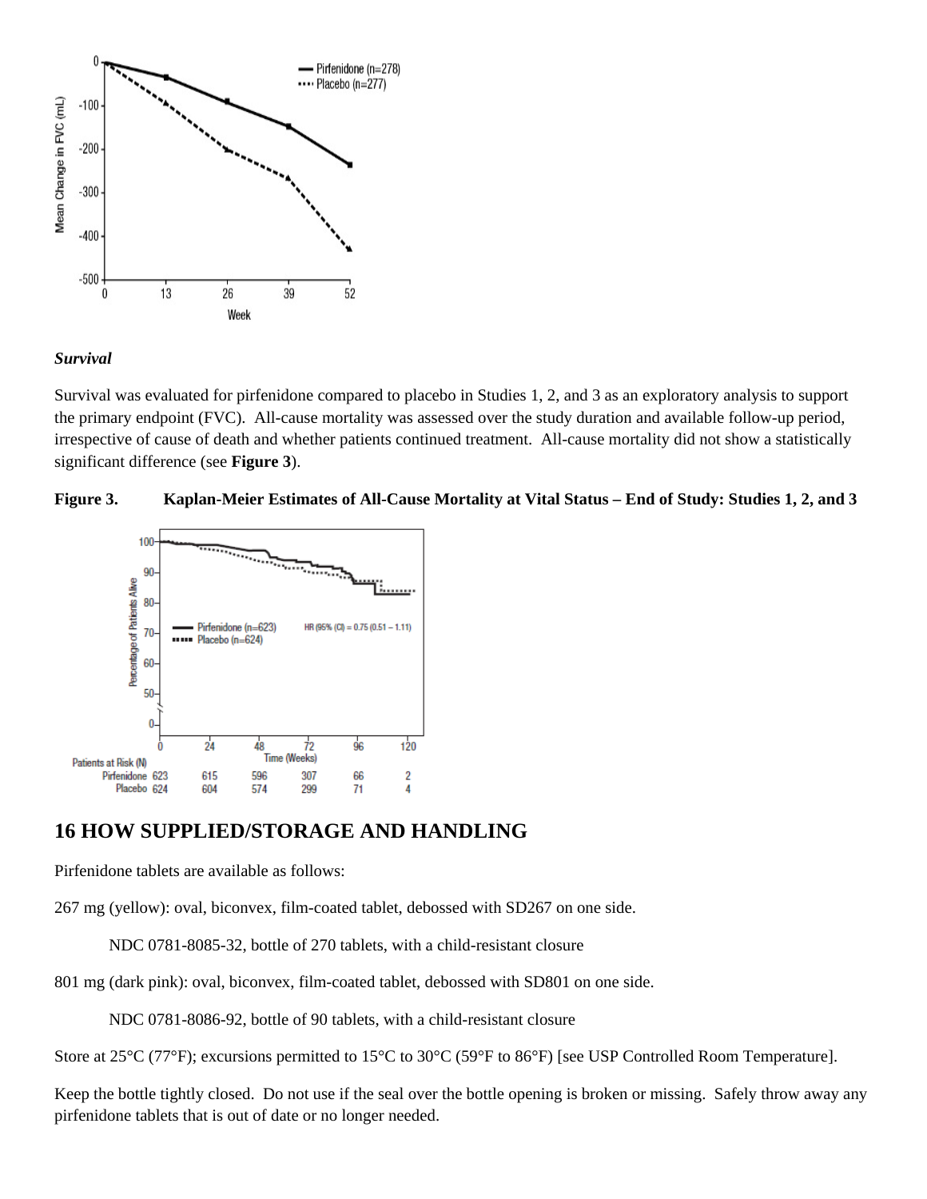### *Survival*

Survival was evaluated for pirfenidone compared to placebo in Studies 1, 2, and 3 as an exploratory analysis to support the primary endpoint (FVC). All-cause mortality was assessed over the study duration and available follow-up period, irrespective of cause of death and whether patients continued treatment. All-cause mortality did not show a statistically significant difference (see **Figure 3**).

**Figure 3. Kaplan-Meier Estimates of All-Cause Mortality at Vital Status – End of Study: Studies 1, 2, and 3**

## 16 HOW SUPPLIED/STORAGE AND HANDLING

Pirfenidone tablets are available as follows:

267 mg (yellow): oval, biconvex, film-coated tablet, debossed with SD267 on one side.

NDC 0781-8085-32, bottle of 270 tablets, with a child-resistant closure

801 mg (dark pink): oval, biconvex, film-coated tablet, debossed with SD801 on one side.

NDC 0781-8086-92, bottle of 90 tablets, with a child-resistant closure

Store at 25°C (77°F); excursions permitted to 15°C to 30°C (59°F to 86°F) [see USP Controlled Room Temperature].

Keep the bottle tightly closed. Do not use if the seal over the bottle opening is broken or missing. Safely throw away any pirfenidone tablets that is out of date or no longer needed.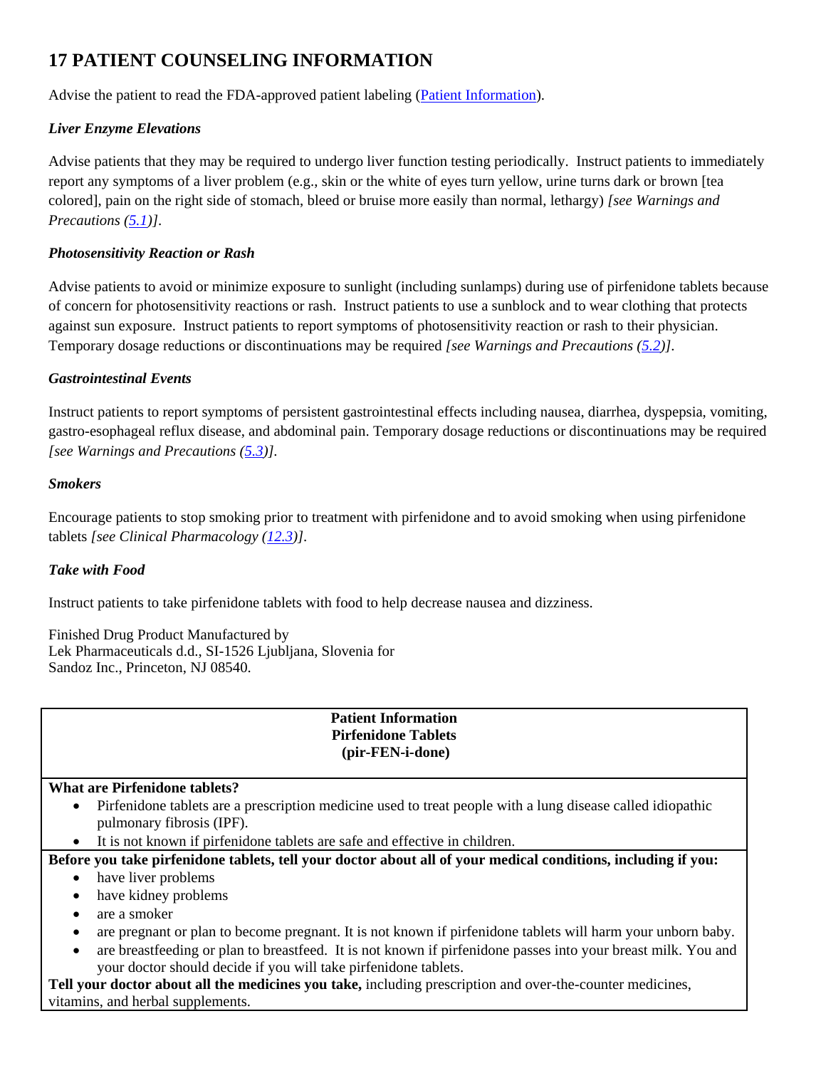# 17 PATIENT COUNSELING INFORMATION

Advise the patient to read the FDA-approved patient labeling (Patient Information).

***Liver Enzyme Elevations***

Advise patients that they may be required to undergo liver function testing periodically. Instruct patients to immediately report any symptoms of a liver problem (e.g., skin or the white of eyes turn yellow, urine turns dark or brown [tea colored], pain on the right side of stomach, bleed or bruise more easily than normal, lethargy) *[see Warnings and Precautions (5.1)]*.

***Photosensitivity Reaction or Rash***

Advise patients to avoid or minimize exposure to sunlight (including sunlamps) during use of pirfenidone tablets because of concern for photosensitivity reactions or rash. Instruct patients to use a sunblock and to wear clothing that protects against sun exposure. Instruct patients to report symptoms of photosensitivity reaction or rash to their physician. Temporary dosage reductions or discontinuations may be required *[see Warnings and Precautions (5.2)]*.

***Gastrointestinal Events***

Instruct patients to report symptoms of persistent gastrointestinal effects including nausea, diarrhea, dyspepsia, vomiting, gastro-esophageal reflux disease, and abdominal pain. Temporary dosage reductions or discontinuations may be required *[see Warnings and Precautions (5.3)]*.

***Smokers***

Encourage patients to stop smoking prior to treatment with pirfenidone and to avoid smoking when using pirfenidone tablets *[see Clinical Pharmacology (12.3)]*.

***Take with Food***

Instruct patients to take pirfenidone tablets with food to help decrease nausea and dizziness.

Finished Drug Product Manufactured by
Lek Pharmaceuticals d.d., SI-1526 Ljubljana, Slovenia for
Sandoz Inc., Princeton, NJ 08540.

**Patient Information**
**Pirfenidone Tablets**
**(pir-FEN-i-done)**

**What are Pirfenidone tablets?**

- Pirfenidone tablets are a prescription medicine used to treat people with a lung disease called idiopathic pulmonary fibrosis (IPF).
- It is not known if pirfenidone tablets are safe and effective in children.

**Before you take pirfenidone tablets, tell your doctor about all of your medical conditions, including if you:**

- have liver problems
- have kidney problems
- are a smoker
- are pregnant or plan to become pregnant. It is not known if pirfenidone tablets will harm your unborn baby.
- are breastfeeding or plan to breastfeed. It is not known if pirfenidone passes into your breast milk. You and your doctor should decide if you will take pirfenidone tablets.

**Tell your doctor about all the medicines you take,** including prescription and over-the-counter medicines, vitamins, and herbal supplements.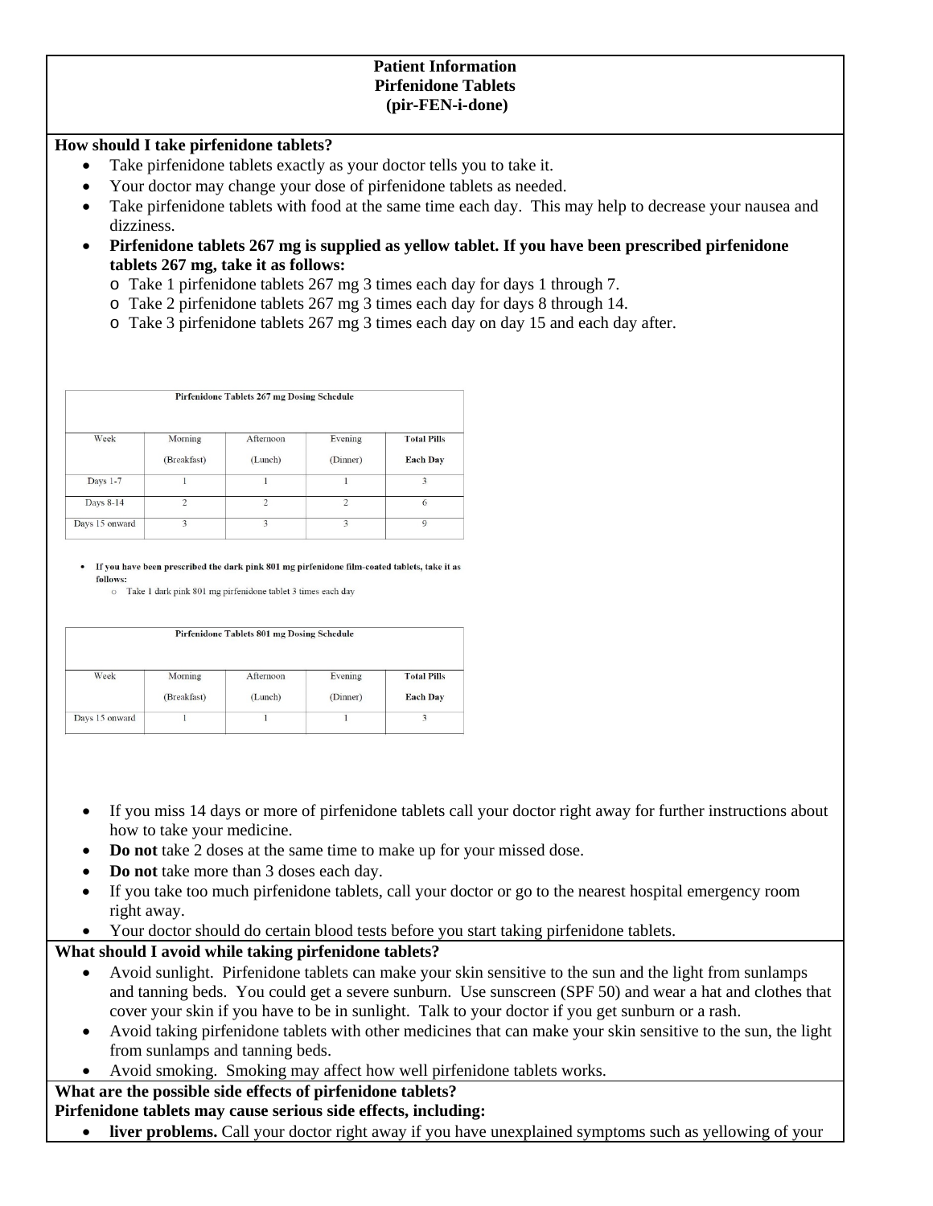# Patient Information
# Pirfenidone Tablets
# (pir-FEN-i-done)

**How should I take pirfenidone tablets?**

- Take pirfenidone tablets exactly as your doctor tells you to take it.
- Your doctor may change your dose of pirfenidone tablets as needed.
- Take pirfenidone tablets with food at the same time each day. This may help to decrease your nausea and dizziness.
- **Pirfenidone tablets 267 mg is supplied as yellow tablet. If you have been prescribed pirfenidone tablets 267 mg, take it as follows:**
  - Take 1 pirfenidone tablets 267 mg 3 times each day for days 1 through 7.
  - Take 2 pirfenidone tablets 267 mg 3 times each day for days 8 through 14.
  - Take 3 pirfenidone tablets 267 mg 3 times each day on day 15 and each day after.

**Pirfenidone Tablets 267 mg Dosing Schedule**

| Week | Morning (Breakfast) | Afternoon (Lunch) | Evening (Dinner) | **Total Pills Each Day** |
|---|---|---|---|---|
| Days 1-7 | 1 | 1 | 1 | 3 |
| Days 8-14 | 2 | 2 | 2 | 6 |
| Days 15 onward | 3 | 3 | 3 | 9 |

- **If you have been prescribed the dark pink 801 mg pirfenidone film-coated tablets, take it as follows:**
  - Take 1 dark pink 801 mg pirfenidone tablet 3 times each day

**Pirfenidone Tablets 801 mg Dosing Schedule**

| Week | Morning (Breakfast) | Afternoon (Lunch) | Evening (Dinner) | **Total Pills Each Day** |
|---|---|---|---|---|
| Days 15 onward | 1 | 1 | 1 | 3 |

- If you miss 14 days or more of pirfenidone tablets call your doctor right away for further instructions about how to take your medicine.
- **Do not** take 2 doses at the same time to make up for your missed dose.
- **Do not** take more than 3 doses each day.
- If you take too much pirfenidone tablets, call your doctor or go to the nearest hospital emergency room right away.
- Your doctor should do certain blood tests before you start taking pirfenidone tablets.

**What should I avoid while taking pirfenidone tablets?**

- Avoid sunlight. Pirfenidone tablets can make your skin sensitive to the sun and the light from sunlamps and tanning beds. You could get a severe sunburn. Use sunscreen (SPF 50) and wear a hat and clothes that cover your skin if you have to be in sunlight. Talk to your doctor if you get sunburn or a rash.
- Avoid taking pirfenidone tablets with other medicines that can make your skin sensitive to the sun, the light from sunlamps and tanning beds.
- Avoid smoking. Smoking may affect how well pirfenidone tablets works.

**What are the possible side effects of pirfenidone tablets?**

**Pirfenidone tablets may cause serious side effects, including:**

- **liver problems.** Call your doctor right away if you have unexplained symptoms such as yellowing of your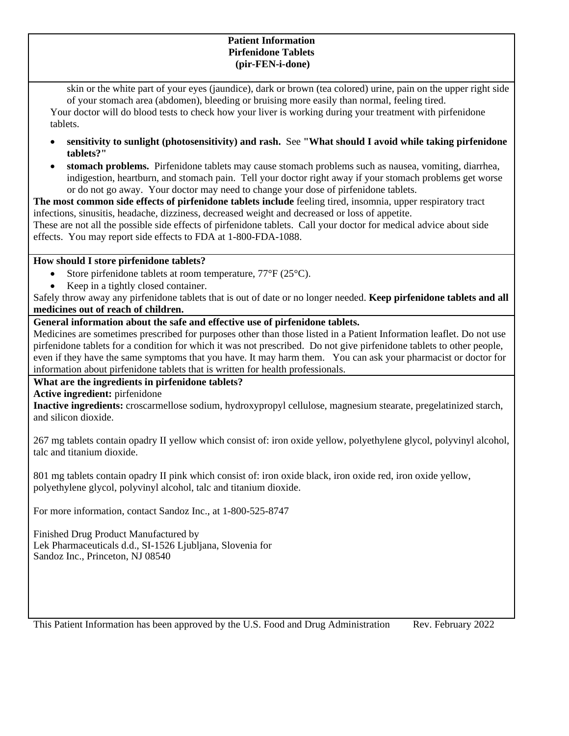**Patient Information**
**Pirfenidone Tablets**
**(pir-FEN-i-done)**

skin or the white part of your eyes (jaundice), dark or brown (tea colored) urine, pain on the upper right side of your stomach area (abdomen), bleeding or bruising more easily than normal, feeling tired.

Your doctor will do blood tests to check how your liver is working during your treatment with pirfenidone tablets.

- **sensitivity to sunlight (photosensitivity) and rash.** See **"What should I avoid while taking pirfenidone tablets?"**
- **stomach problems.** Pirfenidone tablets may cause stomach problems such as nausea, vomiting, diarrhea, indigestion, heartburn, and stomach pain. Tell your doctor right away if your stomach problems get worse or do not go away. Your doctor may need to change your dose of pirfenidone tablets.

**The most common side effects of pirfenidone tablets include** feeling tired, insomnia, upper respiratory tract infections, sinusitis, headache, dizziness, decreased weight and decreased or loss of appetite.

These are not all the possible side effects of pirfenidone tablets. Call your doctor for medical advice about side effects. You may report side effects to FDA at 1-800-FDA-1088.

**How should I store pirfenidone tablets?**

- Store pirfenidone tablets at room temperature, 77°F (25°C).
- Keep in a tightly closed container.

Safely throw away any pirfenidone tablets that is out of date or no longer needed. **Keep pirfenidone tablets and all medicines out of reach of children.**

**General information about the safe and effective use of pirfenidone tablets.**

Medicines are sometimes prescribed for purposes other than those listed in a Patient Information leaflet. Do not use pirfenidone tablets for a condition for which it was not prescribed. Do not give pirfenidone tablets to other people, even if they have the same symptoms that you have. It may harm them. You can ask your pharmacist or doctor for information about pirfenidone tablets that is written for health professionals.

**What are the ingredients in pirfenidone tablets?**

**Active ingredient:** pirfenidone

**Inactive ingredients:** croscarmellose sodium, hydroxypropyl cellulose, magnesium stearate, pregelatinized starch, and silicon dioxide.

267 mg tablets contain opadry II yellow which consist of: iron oxide yellow, polyethylene glycol, polyvinyl alcohol, talc and titanium dioxide.

801 mg tablets contain opadry II pink which consist of: iron oxide black, iron oxide red, iron oxide yellow, polyethylene glycol, polyvinyl alcohol, talc and titanium dioxide.

For more information, contact Sandoz Inc., at 1-800-525-8747

Finished Drug Product Manufactured by
Lek Pharmaceuticals d.d., SI-1526 Ljubljana, Slovenia for
Sandoz Inc., Princeton, NJ 08540

This Patient Information has been approved by the U.S. Food and Drug Administration Rev. February 2022